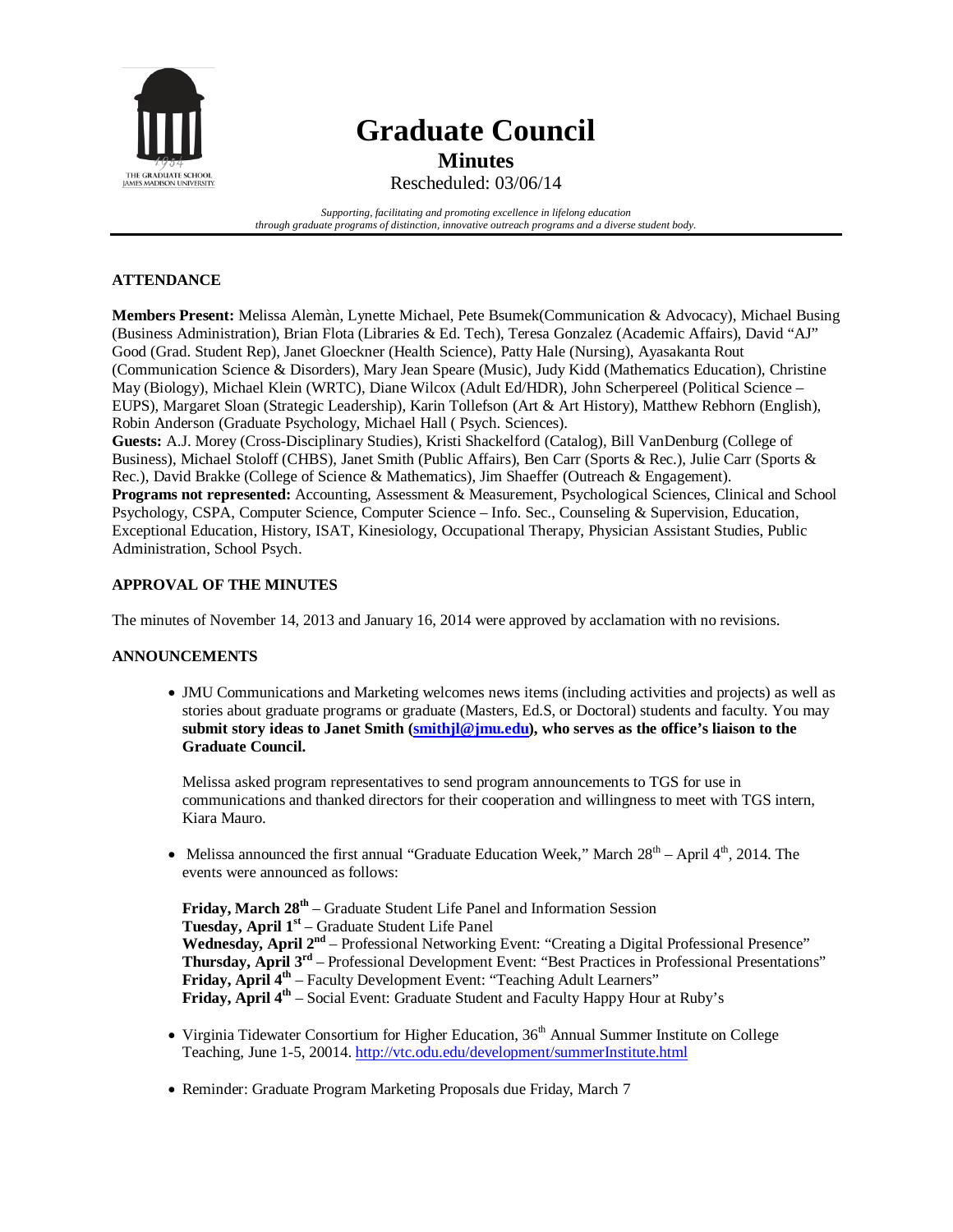# Graduate Council

## Minutes

Rescheduled: 03/06/14

*Supporting, facilitating and promoting excellence in lifelong education through graduate programs of distinction, innovative outreach programs and a diverse student body.*

### ATTENDANCE

**Members Present:** Melissa Alemàn, Lynette Michael, Pete Bsumek(Communication & Advocacy), Michael Busing (Business Administration), Brian Flota (Libraries & Ed. Tech), Teresa Gonzalez (Academic Affairs), David "AJ" Good (Grad. Student Rep), Janet Gloeckner (Health Science), Patty Hale (Nursing), Ayasakanta Rout (Communication Science & Disorders), Mary Jean Speare (Music), Judy Kidd (Mathematics Education), Christine May (Biology), Michael Klein (WRTC), Diane Wilcox (Adult Ed/HDR), John Scherpereel (Political Science – EUPS), Margaret Sloan (Strategic Leadership), Karin Tollefson (Art & Art History), Matthew Rebhorn (English), Robin Anderson (Graduate Psychology, Michael Hall ( Psych. Sciences).
**Guests:** A.J. Morey (Cross-Disciplinary Studies), Kristi Shackelford (Catalog), Bill VanDenburg (College of Business), Michael Stoloff (CHBS), Janet Smith (Public Affairs), Ben Carr (Sports & Rec.), Julie Carr (Sports & Rec.), David Brakke (College of Science & Mathematics), Jim Shaeffer (Outreach & Engagement).
**Programs not represented:** Accounting, Assessment & Measurement, Psychological Sciences, Clinical and School Psychology, CSPA, Computer Science, Computer Science – Info. Sec., Counseling & Supervision, Education, Exceptional Education, History, ISAT, Kinesiology, Occupational Therapy, Physician Assistant Studies, Public Administration, School Psych.

### APPROVAL OF THE MINUTES

The minutes of November 14, 2013 and January 16, 2014 were approved by acclamation with no revisions.

### ANNOUNCEMENTS

- JMU Communications and Marketing welcomes news items (including activities and projects) as well as stories about graduate programs or graduate (Masters, Ed.S, or Doctoral) students and faculty. You may **submit story ideas to Janet Smith (smithjl@jmu.edu), who serves as the office's liaison to the Graduate Council.**

  Melissa asked program representatives to send program announcements to TGS for use in communications and thanked directors for their cooperation and willingness to meet with TGS intern, Kiara Mauro.

- Melissa announced the first annual "Graduate Education Week," March 28th – April 4th, 2014. The events were announced as follows:

  **Friday, March 28th** – Graduate Student Life Panel and Information Session
  **Tuesday, April 1st** – Graduate Student Life Panel
  **Wednesday, April 2nd** – Professional Networking Event: "Creating a Digital Professional Presence"
  **Thursday, April 3rd** – Professional Development Event: "Best Practices in Professional Presentations"
  **Friday, April 4th** – Faculty Development Event: "Teaching Adult Learners"
  **Friday, April 4th** – Social Event: Graduate Student and Faculty Happy Hour at Ruby's

- Virginia Tidewater Consortium for Higher Education, 36th Annual Summer Institute on College Teaching, June 1-5, 20014. http://vtc.odu.edu/development/summerInstitute.html

- Reminder: Graduate Program Marketing Proposals due Friday, March 7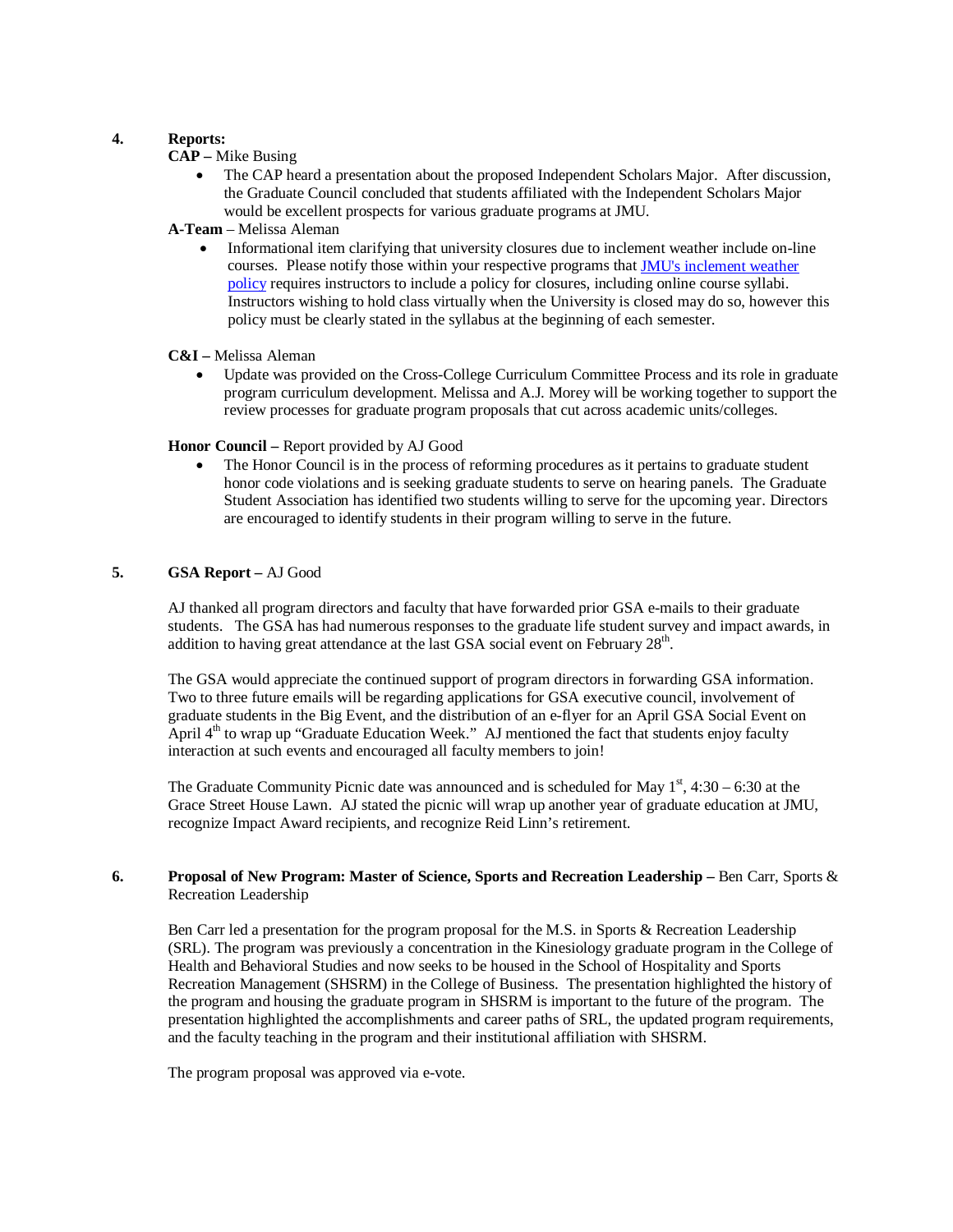4. **Reports:**

**CAP –** Mike Busing

- The CAP heard a presentation about the proposed Independent Scholars Major. After discussion, the Graduate Council concluded that students affiliated with the Independent Scholars Major would be excellent prospects for various graduate programs at JMU.

**A-Team** – Melissa Aleman

- Informational item clarifying that university closures due to inclement weather include on-line courses. Please notify those within your respective programs that [JMU's inclement weather policy] requires instructors to include a policy for closures, including online course syllabi. Instructors wishing to hold class virtually when the University is closed may do so, however this policy must be clearly stated in the syllabus at the beginning of each semester.

**C&I –** Melissa Aleman

- Update was provided on the Cross-College Curriculum Committee Process and its role in graduate program curriculum development. Melissa and A.J. Morey will be working together to support the review processes for graduate program proposals that cut across academic units/colleges.

**Honor Council –** Report provided by AJ Good

- The Honor Council is in the process of reforming procedures as it pertains to graduate student honor code violations and is seeking graduate students to serve on hearing panels. The Graduate Student Association has identified two students willing to serve for the upcoming year. Directors are encouraged to identify students in their program willing to serve in the future.

5. **GSA Report –** AJ Good

AJ thanked all program directors and faculty that have forwarded prior GSA e-mails to their graduate students. The GSA has had numerous responses to the graduate life student survey and impact awards, in addition to having great attendance at the last GSA social event on February 28th.

The GSA would appreciate the continued support of program directors in forwarding GSA information. Two to three future emails will be regarding applications for GSA executive council, involvement of graduate students in the Big Event, and the distribution of an e-flyer for an April GSA Social Event on April 4th to wrap up "Graduate Education Week." AJ mentioned the fact that students enjoy faculty interaction at such events and encouraged all faculty members to join!

The Graduate Community Picnic date was announced and is scheduled for May 1st, 4:30 – 6:30 at the Grace Street House Lawn. AJ stated the picnic will wrap up another year of graduate education at JMU, recognize Impact Award recipients, and recognize Reid Linn's retirement.

6. **Proposal of New Program: Master of Science, Sports and Recreation Leadership –** Ben Carr, Sports & Recreation Leadership

Ben Carr led a presentation for the program proposal for the M.S. in Sports & Recreation Leadership (SRL). The program was previously a concentration in the Kinesiology graduate program in the College of Health and Behavioral Studies and now seeks to be housed in the School of Hospitality and Sports Recreation Management (SHSRM) in the College of Business. The presentation highlighted the history of the program and housing the graduate program in SHSRM is important to the future of the program. The presentation highlighted the accomplishments and career paths of SRL, the updated program requirements, and the faculty teaching in the program and their institutional affiliation with SHSRM.

The program proposal was approved via e-vote.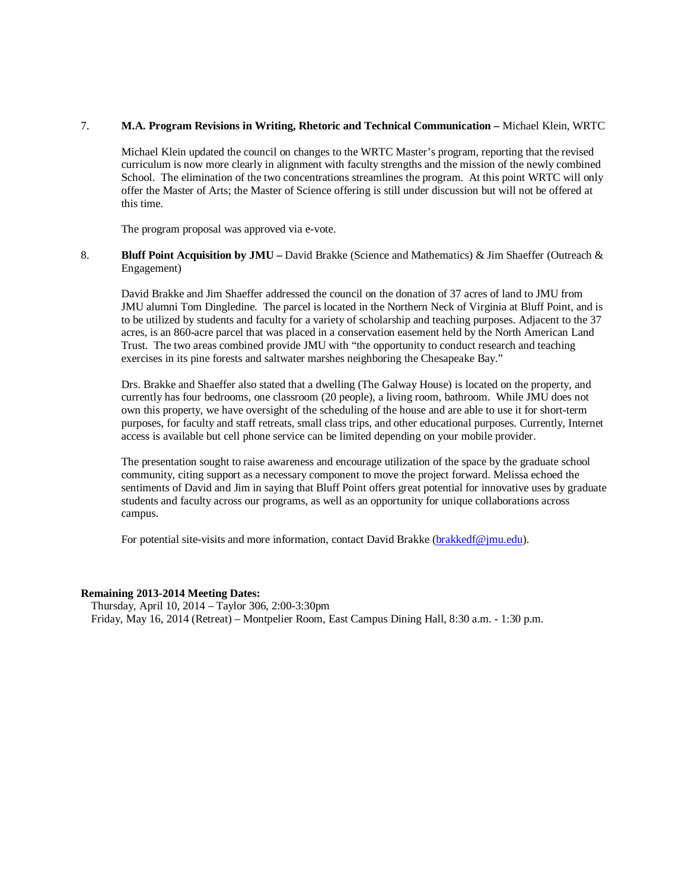7. **M.A. Program Revisions in Writing, Rhetoric and Technical Communication –** Michael Klein, WRTC

   Michael Klein updated the council on changes to the WRTC Master's program, reporting that the revised curriculum is now more clearly in alignment with faculty strengths and the mission of the newly combined School. The elimination of the two concentrations streamlines the program. At this point WRTC will only offer the Master of Arts; the Master of Science offering is still under discussion but will not be offered at this time.

   The program proposal was approved via e-vote.

8. **Bluff Point Acquisition by JMU –** David Brakke (Science and Mathematics) & Jim Shaeffer (Outreach & Engagement)

   David Brakke and Jim Shaeffer addressed the council on the donation of 37 acres of land to JMU from JMU alumni Tom Dingledine. The parcel is located in the Northern Neck of Virginia at Bluff Point, and is to be utilized by students and faculty for a variety of scholarship and teaching purposes. Adjacent to the 37 acres, is an 860-acre parcel that was placed in a conservation easement held by the North American Land Trust. The two areas combined provide JMU with "the opportunity to conduct research and teaching exercises in its pine forests and saltwater marshes neighboring the Chesapeake Bay."

   Drs. Brakke and Shaeffer also stated that a dwelling (The Galway House) is located on the property, and currently has four bedrooms, one classroom (20 people), a living room, bathroom. While JMU does not own this property, we have oversight of the scheduling of the house and are able to use it for short-term purposes, for faculty and staff retreats, small class trips, and other educational purposes. Currently, Internet access is available but cell phone service can be limited depending on your mobile provider.

   The presentation sought to raise awareness and encourage utilization of the space by the graduate school community, citing support as a necessary component to move the project forward. Melissa echoed the sentiments of David and Jim in saying that Bluff Point offers great potential for innovative uses by graduate students and faculty across our programs, as well as an opportunity for unique collaborations across campus.

   For potential site-visits and more information, contact David Brakke (brakkedf@jmu.edu).

**Remaining 2013-2014 Meeting Dates:**

Thursday, April 10, 2014 – Taylor 306, 2:00-3:30pm
Friday, May 16, 2014 (Retreat) – Montpelier Room, East Campus Dining Hall, 8:30 a.m. - 1:30 p.m.